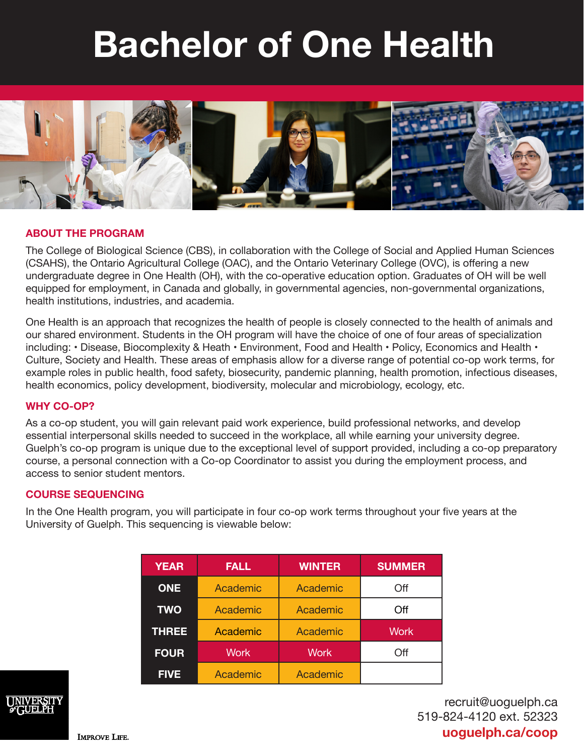# Bachelor of One Health

## ABOUT THE PROGRAM

The College of Biological Science (CBS), in collaboration with the College of Social and Applied Human Sciences (CSAHS), the Ontario Agricultural College (OAC), and the Ontario Veterinary College (OVC), is offering a new undergraduate degree in One Health (OH), with the co-operative education option. Graduates of OH will be well equipped for employment, in Canada and globally, in governmental agencies, non-governmental organizations, health institutions, industries, and academia.

One Health is an approach that recognizes the health of people is closely connected to the health of animals and our shared environment. Students in the OH program will have the choice of one of four areas of specialization including: • Disease, Biocomplexity & Heath • Environment, Food and Health • Policy, Economics and Health • Culture, Society and Health. These areas of emphasis allow for a diverse range of potential co-op work terms, for example roles in public health, food safety, biosecurity, pandemic planning, health promotion, infectious diseases, health economics, policy development, biodiversity, molecular and microbiology, ecology, etc.

## WHY CO-OP?

As a co-op student, you will gain relevant paid work experience, build professional networks, and develop essential interpersonal skills needed to succeed in the workplace, all while earning your university degree. Guelph's co-op program is unique due to the exceptional level of support provided, including a co-op preparatory course, a personal connection with a Co-op Coordinator to assist you during the employment process, and access to senior student mentors.

## COURSE SEQUENCING

In the One Health program, you will participate in four co-op work terms throughout your five years at the University of Guelph. This sequencing is viewable below:

| YEAR | FALL | WINTER | SUMMER |
|---|---|---|---|
| ONE | Academic | Academic | Off |
| TWO | Academic | Academic | Off |
| THREE | Academic | Academic | Work |
| FOUR | Work | Work | Off |
| FIVE | Academic | Academic | |

UNIVERSITY of GUELPH

IMPROVE LIFE.

recruit@uoguelph.ca
519-824-4120 ext. 52323
**uoguelph.ca/coop**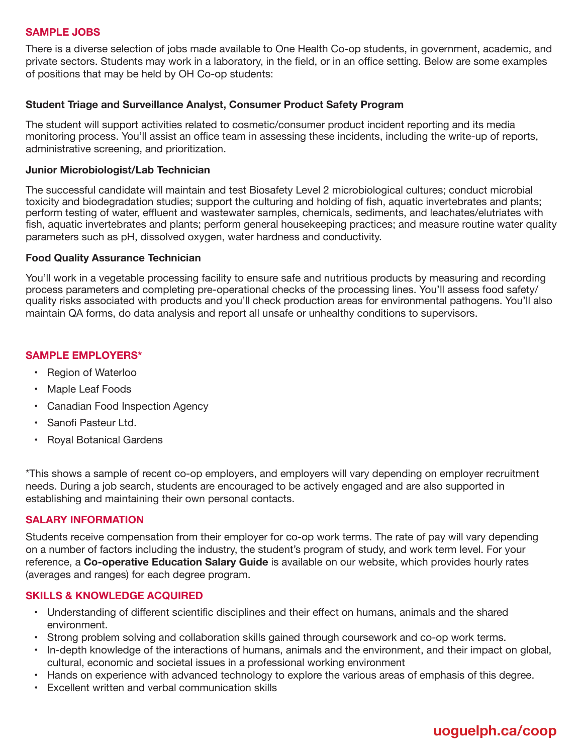## SAMPLE JOBS

There is a diverse selection of jobs made available to One Health Co-op students, in government, academic, and private sectors. Students may work in a laboratory, in the field, or in an office setting. Below are some examples of positions that may be held by OH Co-op students:

### Student Triage and Surveillance Analyst, Consumer Product Safety Program

The student will support activities related to cosmetic/consumer product incident reporting and its media monitoring process. You'll assist an office team in assessing these incidents, including the write-up of reports, administrative screening, and prioritization.

### Junior Microbiologist/Lab Technician

The successful candidate will maintain and test Biosafety Level 2 microbiological cultures; conduct microbial toxicity and biodegradation studies; support the culturing and holding of fish, aquatic invertebrates and plants; perform testing of water, effluent and wastewater samples, chemicals, sediments, and leachates/elutriates with fish, aquatic invertebrates and plants; perform general housekeeping practices; and measure routine water quality parameters such as pH, dissolved oxygen, water hardness and conductivity.

### Food Quality Assurance Technician

You'll work in a vegetable processing facility to ensure safe and nutritious products by measuring and recording process parameters and completing pre-operational checks of the processing lines. You'll assess food safety/quality risks associated with products and you'll check production areas for environmental pathogens. You'll also maintain QA forms, do data analysis and report all unsafe or unhealthy conditions to supervisors.

## SAMPLE EMPLOYERS*

- Region of Waterloo
- Maple Leaf Foods
- Canadian Food Inspection Agency
- Sanofi Pasteur Ltd.
- Royal Botanical Gardens

*This shows a sample of recent co-op employers, and employers will vary depending on employer recruitment needs. During a job search, students are encouraged to be actively engaged and are also supported in establishing and maintaining their own personal contacts.

## SALARY INFORMATION

Students receive compensation from their employer for co-op work terms. The rate of pay will vary depending on a number of factors including the industry, the student's program of study, and work term level. For your reference, a **Co-operative Education Salary Guide** is available on our website, which provides hourly rates (averages and ranges) for each degree program.

## SKILLS & KNOWLEDGE ACQUIRED

- Understanding of different scientific disciplines and their effect on humans, animals and the shared environment.
- Strong problem solving and collaboration skills gained through coursework and co-op work terms.
- In-depth knowledge of the interactions of humans, animals and the environment, and their impact on global, cultural, economic and societal issues in a professional working environment
- Hands on experience with advanced technology to explore the various areas of emphasis of this degree.
- Excellent written and verbal communication skills

**uoguelph.ca/coop**